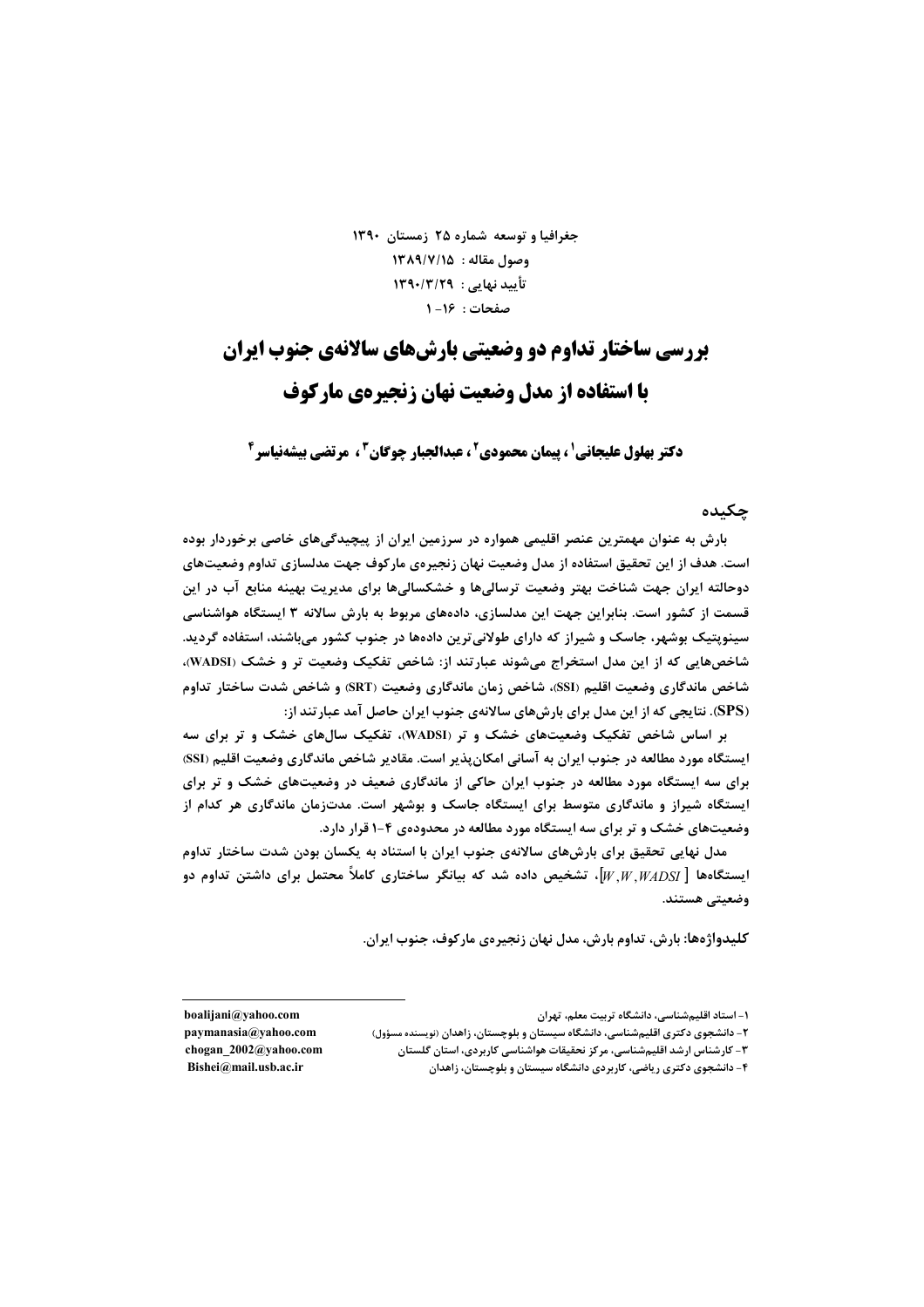جغرافیا و توسعه شماره ۲۵ زمستان ۱۳۹۰

وصول مقاله : ۱۳۸۹/۷/۱۵

تأیید نهایی : ۱۳۹۰/۳/۲۹

صفحات : ۱۶-۱

# بررسی ساختار تداوم دو وضعیتی بارش‌های سالانه‌ی جنوب ایران با استفاده از مدل وضعیت نهان زنجیره‌ی مارکوف

**دکتر بهلول علیجانی[1] ، پیمان محمودی[2] ، عبدالجبار چوگان[3] ، مرتضی بیشه‌نیاسر[4]**

## چکیده

بارش به عنوان مهمترین عنصر اقلیمی همواره در سرزمین ایران از پیچیدگی‌های خاصی برخوردار بوده است. هدف از این تحقیق استفاده از مدل وضعیت نهان زنجیره‌ی مارکوف جهت مدلسازی تداوم وضعیت‌های دوحالته ایران جهت شناخت بهتر وضعیت ترسالی‌ها و خشکسالی‌ها برای مدیریت بهینه منابع آب در این قسمت از کشور است. بنابراین جهت این مدلسازی، داده‌های مربوط به بارش سالانه ۳ ایستگاه هواشناسی سینوپتیک بوشهر، جاسک و شیراز که دارای طولانی‌ترین داده‌ها در جنوب کشور می‌باشند، استفاده گردید. شاخص‌هایی که از این مدل استخراج می‌شوند عبارتند از: شاخص تفکیک وضعیت تر و خشک (WADSI)، شاخص ماندگاری وضعیت اقلیم (SSI)، شاخص زمان ماندگاری وضعیت (SRT) و شاخص شدت ساختار تداوم (SPS). نتایجی که از این مدل برای بارش‌های سالانه‌ی جنوب ایران حاصل آمد عبارتند از:

بر اساس شاخص تفکیک وضعیت‌های خشک و تر (WADSI)، تفکیک سال‌های خشک و تر برای سه ایستگاه مورد مطالعه در جنوب ایران به آسانی امکان‌پذیر است. مقادیر شاخص ماندگاری وضعیت اقلیم (SSI) برای سه ایستگاه مورد مطالعه در جنوب ایران حاکی از ماندگاری ضعیف در وضعیت‌های خشک و تر برای ایستگاه شیراز و ماندگاری متوسط برای ایستگاه جاسک و بوشهر است. مدت‌زمان ماندگاری هر کدام از وضعیت‌های خشک و تر برای سه ایستگاه مورد مطالعه در محدوده‌ی ۴-۱ قرار دارد.

مدل نهایی تحقیق برای بارش‌های سالانه‌ی جنوب ایران با استناد به یکسان بودن شدت ساختار تداوم ایستگاه‌ها [$W, W, WADSI$]، تشخیص داده شد که بیانگر ساختاری کاملاً محتمل برای داشتن تداوم دو وضعیتی هستند.

**کلیدواژه‌ها:** بارش، تداوم بارش، مدل نهان زنجیره‌ی مارکوف، جنوب ایران.

---

۱- استاد اقلیم‌شناسی، دانشگاه تربیت معلم، تهران — boalijani@yahoo.com

۲- دانشجوی دکتری اقلیم‌شناسی، دانشگاه سیستان و بلوچستان، زاهدان (نویسنده مسؤول) — paymanasia@yahoo.com

۳- کارشناس ارشد اقلیم‌شناسی، مرکز تحقیقات هواشناسی کاربردی، استان گلستان — chogan_2002@yahoo.com

۴- دانشجوی دکتری ریاضی، کاربردی دانشگاه سیستان و بلوچستان، زاهدان — Bishei@mail.usb.ac.ir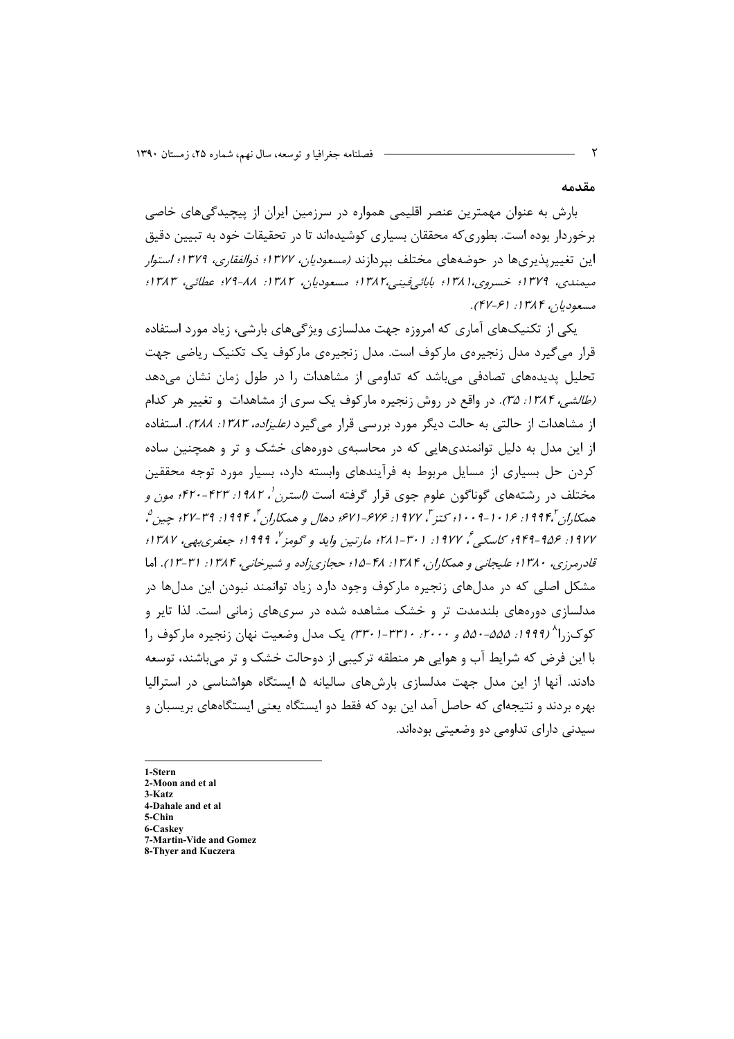## مقدمه

بارش به عنوان مهمترین عنصر اقلیمی همواره در سرزمین ایران از پیچیدگی‌های خاصی برخوردار بوده است. بطوری‌که محققان بسیاری کوشیده‌اند تا در تحقیقات خود به تبیین دقیق این تغییرپذیری‌ها در حوضه‌های مختلف بپردازند *(مسعودیان، ۱۳۷۷؛ ذوالفقاری، ۱۳۷۹؛ استوار میمندی، ۱۳۷۹؛ خسروی،۱۳۸۱؛ بابائی‌فینی،۱۳۸۲؛ مسعودیان، ۱۳۸۲: ۸۸-۷۹؛ عطائی، ۱۳۸۳؛ مسعودیان، ۱۳۸۴: ۶۱-۴۷)*.

یکی از تکنیک‌های آماری که امروزه جهت مدلسازی ویژگی‌های بارشی، زیاد مورد استفاده قرار می‌گیرد مدل زنجیره‌ی مارکوف است. مدل زنجیره‌ی مارکوف یک تکنیک ریاضی جهت تحلیل پدیده‌های تصادفی می‌باشد که تداومی از مشاهدات را در طول زمان نشان می‌دهد *(طالشی، ۱۳۸۴: ۳۵)*. در واقع در روش زنجیره مارکوف یک سری از مشاهدات و تغییر هر کدام از مشاهدات از حالتی به حالت دیگر مورد بررسی قرار می‌گیرد *(علیزاده، ۱۳۸۳: ۲۸۸)*. استفاده از این مدل به دلیل توانمندی‌هایی که در محاسبه‌ی دوره‌های خشک و تر و همچنین ساده کردن حل بسیاری از مسایل مربوط به فرآیندهای وابسته دارد، بسیار مورد توجه محققین مختلف در رشته‌های گوناگون علوم جوی قرار گرفته است *(استرن*[1]*، ۱۹۸۲: ۴۲۳-۴۲۰؛ مون و همکاران*[2]*،۱۹۹۴: ۱۰۱۶-۱۰۰۹؛ کتز*[3]*، ۱۹۷۷: ۶۷۶-۶۷۱؛ دهال و همکاران*[4]*، ۱۹۹۴: ۳۹-۲۷؛ چین*[5]*، ۱۹۷۷: ۹۵۶-۹۴۹؛ کاسکی*[6]*، ۱۹۷۷: ۳۰۱-۲۸۱؛ مارتین واید و گومز*[7]*، ۱۹۹۹؛ جعفری‌بهی، ۱۳۸۷؛ قادرمرزی، ۱۳۸۰؛ علیجانی و همکاران، ۱۳۸۴: ۴۸-۱۵؛ حجازی‌زاده و شیرخانی، ۱۳۸۴: ۳۱-۱۳)*. اما مشکل اصلی که در مدل‌های زنجیره مارکوف وجود دارد زیاد توانمند نبودن این مدل‌ها در مدلسازی دوره‌های بلندمدت تر و خشک مشاهده شده در سری‌های زمانی است. لذا تایر و کوک‌زرا[8] *(۱۹۹۹: ۵۵۵-۵۵۰ و ۲۰۰۰: ۳۳۱۰-۳۳۰۱)* یک مدل وضعیت نهان زنجیره مارکوف را با این فرض که شرایط آب و هوایی هر منطقه ترکیبی از دوحالت خشک و تر می‌باشند، توسعه دادند. آنها از این مدل جهت مدلسازی بارش‌های سالیانه ۵ ایستگاه هواشناسی در استرالیا بهره بردند و نتیجه‌ای که حاصل آمد این بود که فقط دو ایستگاه یعنی ایستگاه‌های بریسبان و سیدنی دارای تداومی دو وضعیتی بوده‌اند.

---

1-Stern
2-Moon and et al
3-Katz
4-Dahale and et al
5-Chin
6-Caskey
7-Martin-Vide and Gomez
8-Thyer and Kuczera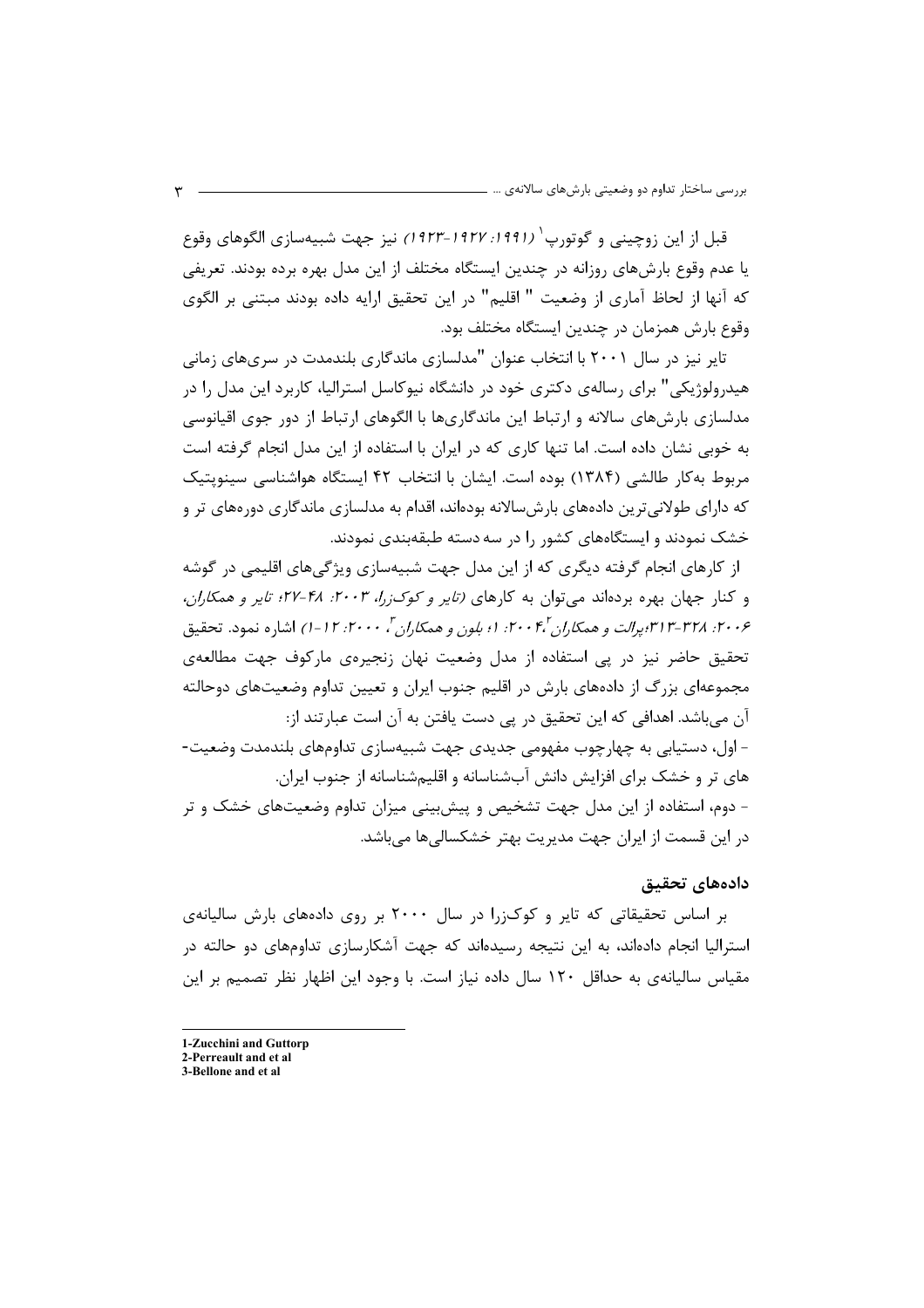قبل از این زوچینی و گوتورپ[1] *(۱۹۹۱: ۱۹۲۷-۱۹۲۳)* نیز جهت شبیه‌سازی الگوهای وقوع یا عدم وقوع بارش‌های روزانه در چندین ایستگاه مختلف از این مدل بهره برده بودند. تعریفی که آنها از لحاظ آماری از وضعیت " اقلیم" در این تحقیق ارایه داده بودند مبتنی بر الگوی وقوع بارش همزمان در چندین ایستگاه مختلف بود.

تایر نیز در سال ۲۰۰۱ با انتخاب عنوان "مدلسازی ماندگاری بلندمدت در سری‌های زمانی هیدرولوژیکی" برای رساله‌ی دکتری خود در دانشگاه نیوکاسل استرالیا، کاربرد این مدل را در مدلسازی بارش‌های سالانه و ارتباط این ماندگاری‌ها با الگوهای ارتباط از دور جوی اقیانوسی به خوبی نشان داده است. اما تنها کاری که در ایران با استفاده از این مدل انجام گرفته است مربوط به‌کار طالشی (۱۳۸۴) بوده است. ایشان با انتخاب ۴۲ ایستگاه هواشناسی سینوپتیک که دارای طولانی‌ترین داده‌های بارش‌سالانه بوده‌اند، اقدام به مدلسازی ماندگاری دوره‌های تر و خشک نمودند و ایستگاه‌های کشور را در سه دسته طبقه‌بندی نمودند.

از کارهای انجام گرفته دیگری که از این مدل جهت شبیه‌سازی ویژگی‌های اقلیمی در گوشه و کنار جهان بهره برده‌اند می‌توان به کارهای *(تایر و کوک‌زرا، ۲۰۰۳: ۴۸-۲۷؛ تایر و همکاران، ۲۰۰۶: ۳۲۸-۳۱۳؛ پرالت و همکاران[2]، ۲۰۰۴: ۱؛ بلون و همکاران[3]، ۲۰۰۰: ۱۲-۱)* اشاره نمود. تحقیق تحقیق حاضر نیز در پی استفاده از مدل وضعیت نهان زنجیره‌ی مارکوف جهت مطالعه‌ی مجموعه‌ای بزرگ از داده‌های بارش در اقلیم جنوب ایران و تعیین تداوم وضعیت‌های دوحالته آن می‌باشد. اهدافی که این تحقیق در پی دست یافتن به آن است عبارتند از:

- اول، دستیابی به چهارچوب مفهومی جدیدی جهت شبیه‌سازی تداوم‌های بلندمدت وضعیت-های تر و خشک برای افزایش دانش آب‌شناسانه و اقلیم‌شناسانه از جنوب ایران.
- دوم، استفاده از این مدل جهت تشخیص و پیش‌بینی میزان تداوم وضعیت‌های خشک و تر در این قسمت از ایران جهت مدیریت بهتر خشکسالی‌ها می‌باشد.

## داده‌های تحقیق

بر اساس تحقیقاتی که تایر و کوک‌زرا در سال ۲۰۰۰ بر روی داده‌های بارش سالیانه‌ی استرالیا انجام داده‌اند، به این نتیجه رسیده‌اند که جهت آشکارسازی تداوم‌های دو حالته در مقیاس سالیانه‌ی به حداقل ۱۲۰ سال داده نیاز است. با وجود این اظهار نظر تصمیم بر این

---

1-Zucchini and Guttorp
2-Perreault and et al
3-Bellone and et al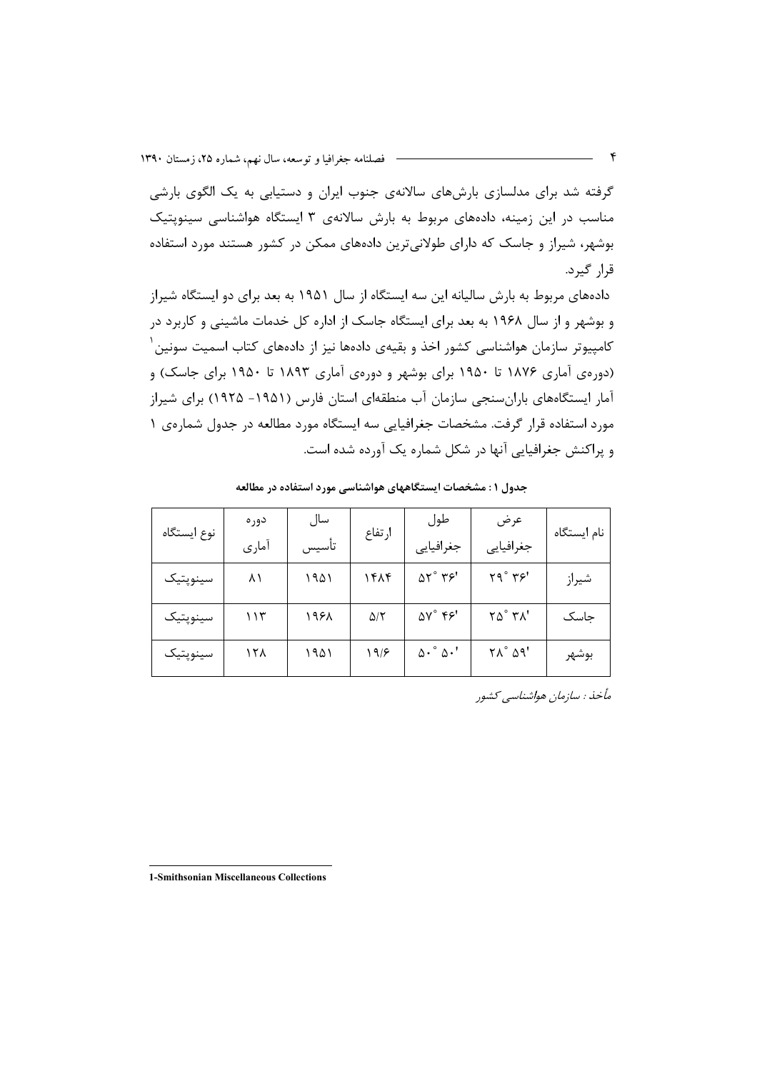گرفته شد برای مدلسازی بارش‌های سالانه‌ی جنوب ایران و دستیابی به یک الگوی بارشی مناسب در این زمینه، داده‌های مربوط به بارش سالانه‌ی ۳ ایستگاه هواشناسی سینوپتیک بوشهر، شیراز و جاسک که دارای طولانی‌ترین داده‌های ممکن در کشور هستند مورد استفاده قرار گیرد.

داده‌های مربوط به بارش سالیانه این سه ایستگاه از سال ۱۹۵۱ به بعد برای دو ایستگاه شیراز و بوشهر و از سال ۱۹۶۸ به بعد برای ایستگاه جاسک از اداره کل خدمات ماشینی و کاربرد در کامپیوتر سازمان هواشناسی کشور اخذ و بقیه‌ی داده‌ها نیز از داده‌های کتاب اسمیت سونین[1] (دوره‌ی آماری ۱۸۷۶ تا ۱۹۵۰ برای بوشهر و دوره‌ی آماری ۱۸۹۳ تا ۱۹۵۰ برای جاسک) و آمار ایستگاه‌های باران‌سنجی سازمان آب منطقه‌ای استان فارس (۱۹۵۱- ۱۹۲۵) برای شیراز مورد استفاده قرار گرفت. مشخصات جغرافیایی سه ایستگاه مورد مطالعه در جدول شماره‌ی ۱ و پراکنش جغرافیایی آنها در شکل شماره یک آورده شده است.

**جدول ۱ : مشخصات ایستگاههای هواشناسی مورد استفاده در مطالعه**

| نام ایستگاه | عرض جغرافیایی | طول جغرافیایی | ارتفاع | سال تأسیس | دوره آماری | نوع ایستگاه |
|---|---|---|---|---|---|---|
| شیراز | ۲۹° ۳۶' | ۵۲° ۳۶' | ۱۴۸۴ | ۱۹۵۱ | ۸۱ | سینوپتیک |
| جاسک | ۲۵° ۳۸' | ۵۷° ۴۶' | ۵/۲ | ۱۹۶۸ | ۱۱۳ | سینوپتیک |
| بوشهر | ۲۸° ۵۹' | ۵۰° ۵۰' | ۱۹/۶ | ۱۹۵۱ | ۱۲۸ | سینوپتیک |

*مأخذ : سازمان هواشناسی کشور*

---

1-Smithsonian Miscellaneous Collections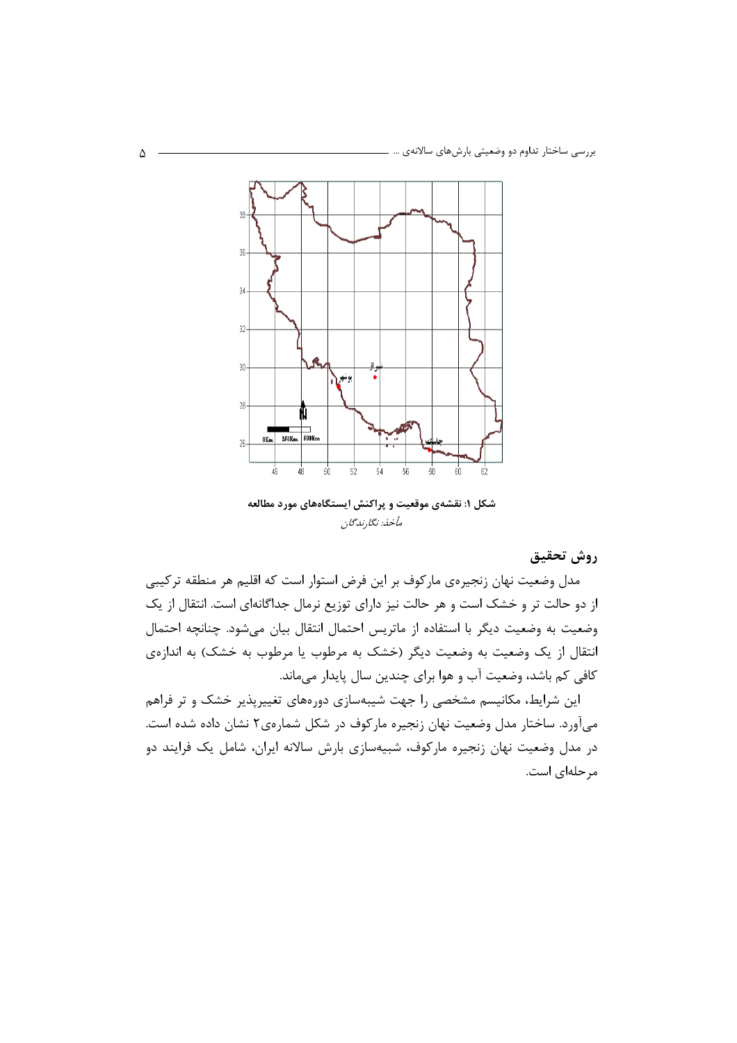شکل ۱: نقشه‌ی موقعیت و پراکنش ایستگاه‌های مورد مطالعه

*مأخذ: نگارندگان*

## روش تحقیق

مدل وضعیت نهان زنجیره‌ی مارکوف بر این فرض استوار است که اقلیم هر منطقه ترکیبی از دو حالت تر و خشک است و هر حالت نیز دارای توزیع نرمال جداگانه‌ای است. انتقال از یک وضعیت به وضعیت دیگر با استفاده از ماتریس احتمال انتقال بیان می‌شود. چنانچه احتمال انتقال از یک وضعیت به وضعیت دیگر (خشک به مرطوب یا مرطوب به خشک) به اندازه‌ی کافی کم باشد، وضعیت آب و هوا برای چندین سال پایدار می‌ماند.

این شرایط، مکانیسم مشخصی را جهت شبیه‌سازی دوره‌های تغییرپذیر خشک و تر فراهم می‌آورد. ساختار مدل وضعیت نهان زنجیره مارکوف در شکل شماره‌ی۲ نشان داده شده است. در مدل وضعیت نهان زنجیره مارکوف، شبیه‌سازی بارش سالانه ایران، شامل یک فرایند دو مرحله‌ای است.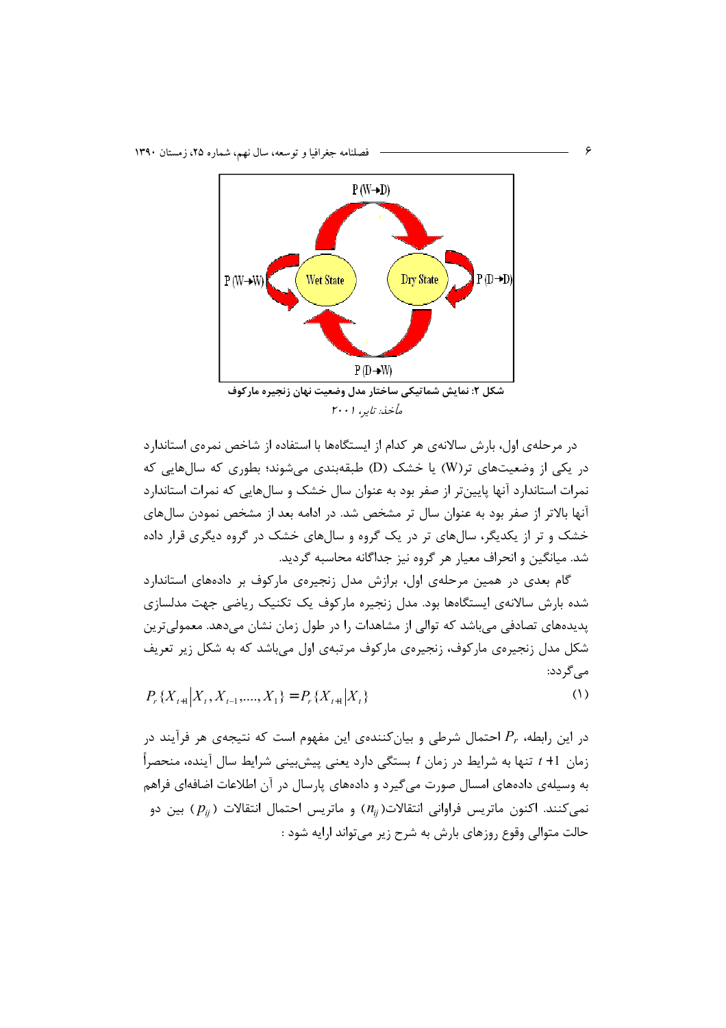شکل ۲: نمایش شماتیکی ساختار مدل وضعیت نهان زنجیره مارکوف

*مأخذ: تایر، ۲۰۰۱*

در مرحله‌ی اول، بارش سالانه‌ی هر کدام از ایستگاه‌ها با استفاده از شاخص نمره‌ی استاندارد در یکی از وضعیت‌های تر(W) یا خشک (D) طبقه‌بندی می‌شوند؛ بطوری که سال‌هایی که نمرات استاندارد آنها پایین‌تر از صفر بود به عنوان سال خشک و سال‌هایی که نمرات استاندارد آنها بالاتر از صفر بود به عنوان سال تر مشخص شد. در ادامه بعد از مشخص نمودن سال‌های خشک و تر از یکدیگر، سال‌های تر در یک گروه و سال‌های خشک در گروه دیگری قرار داده شد. میانگین و انحراف معیار هر گروه نیز جداگانه محاسبه گردید.

گام بعدی در همین مرحله‌ی اول، برازش مدل زنجیره‌ی مارکوف بر داده‌های استاندارد شده بارش سالانه‌ی ایستگاه‌ها بود. مدل زنجیره مارکوف یک تکنیک ریاضی جهت مدلسازی پدیده‌های تصادفی می‌باشد که توالی از مشاهدات را در طول زمان نشان می‌دهد. معمولی‌ترین شکل مدل زنجیره‌ی مارکوف، زنجیره‌ی مارکوف مرتبه‌ی اول می‌باشد که به شکل زیر تعریف می‌گردد:

$$P_r\{X_{t+1} | X_t, X_{t-1}, \ldots, X_1\} = P_r\{X_{t+1} | X_t\} \quad (1)$$

در این رابطه، $P_r$ احتمال شرطی و بیان‌کننده‌ی این مفهوم است که نتیجه‌ی هر فرآیند در زمان $t+1$ تنها به شرایط در زمان $t$ بستگی دارد یعنی پیش‌بینی شرایط سال آینده، منحصراً به وسیله‌ی داده‌های امسال صورت می‌گیرد و داده‌های پارسال در آن اطلاعات اضافه‌ای فراهم نمی‌کنند. اکنون ماتریس فراوانی انتقالات($n_{ij}$) و ماتریس احتمال انتقالات ($p_{ij}$) بین دو حالت متوالی وقوع روزهای بارش به شرح زیر می‌تواند ارایه شود :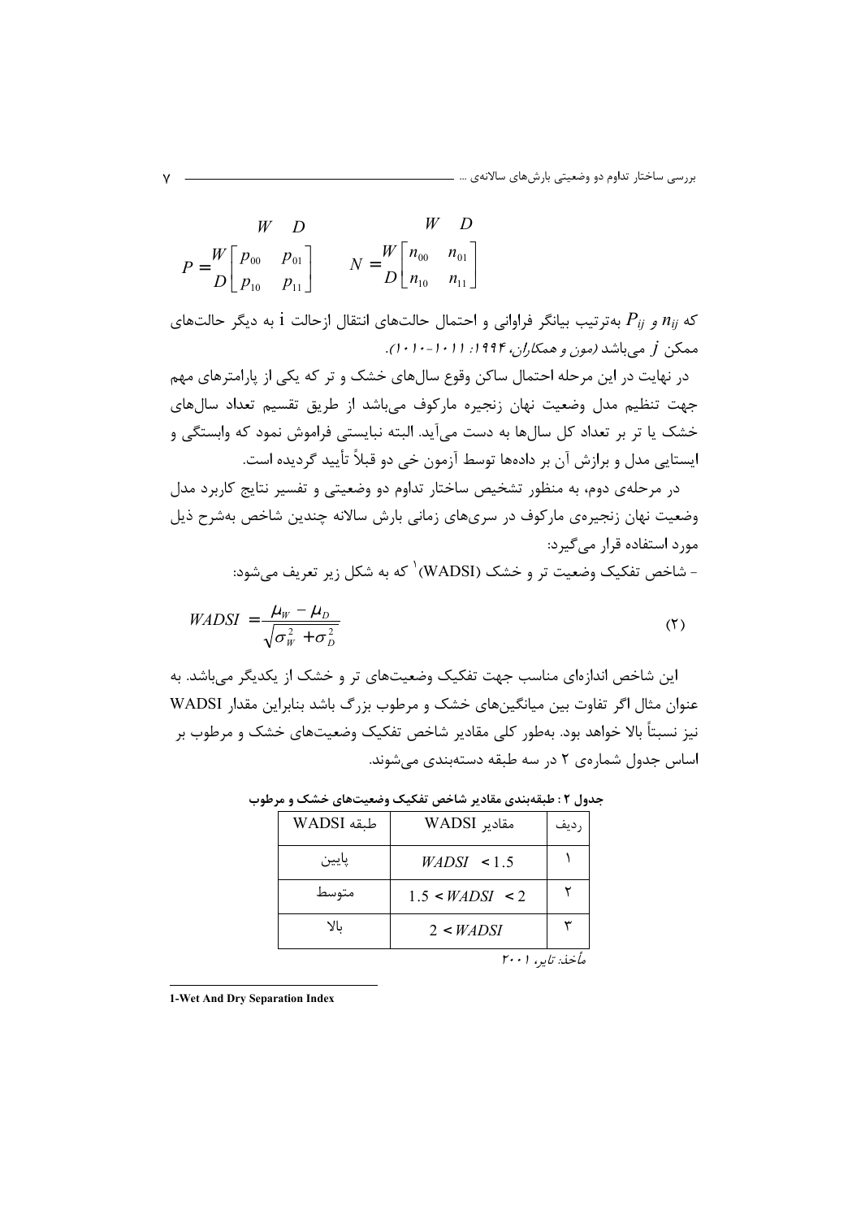$$P = \begin{array}{c} \\ W \\ D \end{array} \begin{array}{c} \begin{array}{cc} W & D \end{array} \\ \begin{bmatrix} p_{00} & p_{01} \\ p_{10} & p_{11} \end{bmatrix} \end{array} \qquad N = \begin{array}{c} \\ W \\ D \end{array} \begin{array}{c} \begin{array}{cc} W & D \end{array} \\ \begin{bmatrix} n_{00} & n_{01} \\ n_{10} & n_{11} \end{bmatrix} \end{array}$$

که $n_{ij}$ و $P_{ij}$ به‌ترتیب بیانگر فراوانی و احتمال حالت‌های انتقال ازحالت i به دیگر حالت‌های ممکن $j$ می‌باشد *(مون و همکاران، ۱۹۹۴: ۱۰۱۱-۱۰۱۰)*.

در نهایت در این مرحله احتمال ساکن وقوع سال‌های خشک و تر که یکی از پارامترهای مهم جهت تنظیم مدل وضعیت نهان زنجیره مارکوف می‌باشد از طریق تقسیم تعداد سال‌های خشک یا تر بر تعداد کل سال‌ها به دست می‌آید. البته نبایستی فراموش نمود که وابستگی و ایستایی مدل و برازش آن بر داده‌ها توسط آزمون خی دو قبلاً تأیید گردیده است.

در مرحله‌ی دوم، به منظور تشخیص ساختار تداوم دو وضعیتی و تفسیر نتایج کاربرد مدل وضعیت نهان زنجیره‌ی مارکوف در سری‌های زمانی بارش سالانه چندین شاخص به‌شرح ذیل مورد استفاده قرار می‌گیرد:

- شاخص تفکیک وضعیت تر و خشک (WADSI)[1] که به شکل زیر تعریف می‌شود:

$$WADSI = \frac{\mu_W - \mu_D}{\sqrt{\sigma_W^2 + \sigma_D^2}} \qquad (۲)$$

این شاخص اندازه‌ای مناسب جهت تفکیک وضعیت‌های تر و خشک از یکدیگر می‌باشد. به عنوان مثال اگر تفاوت بین میانگین‌های خشک و مرطوب بزرگ باشد بنابراین مقدار WADSI نیز نسبتاً بالا خواهد بود. به‌طور کلی مقادیر شاخص تفکیک وضعیت‌های خشک و مرطوب بر اساس جدول شماره‌ی ۲ در سه طبقه دسته‌بندی می‌شوند.

**جدول ۲ : طبقه‌بندی مقادیر شاخص تفکیک وضعیت‌های خشک و مرطوب**

| ردیف | مقادیر WADSI | طبقه WADSI |
|---|---|---|
| ۱ | $WADSI < 1.5$ | پایین |
| ۲ | $1.5 < WADSI < 2$ | متوسط |
| ۳ | $2 < WADSI$ | بالا |

*مأخذ: تایر، ۲۰۰۱*

---

1-Wet And Dry Separation Index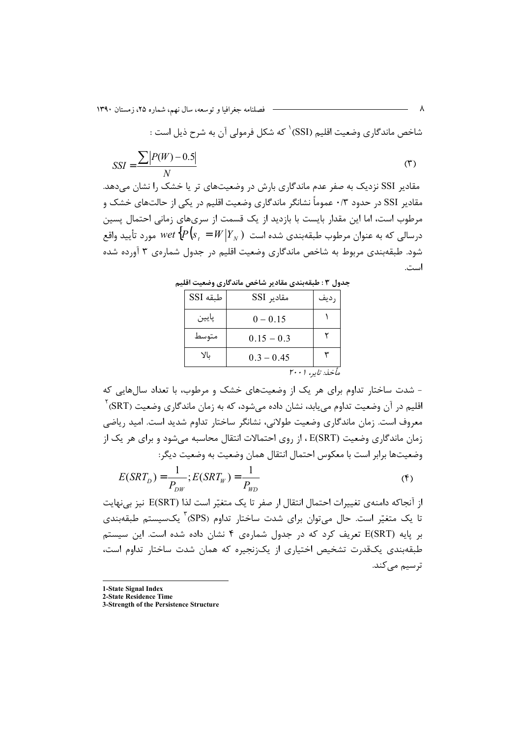شاخص ماندگاری وضعیت اقلیم (SSI)[1] که شکل فرمولی آن به شرح ذیل است :

$$SSI = \frac{\sum |P(W) - 0.5|}{N} \tag{3}$$

مقادیر SSI نزدیک به صفر عدم ماندگاری بارش در وضعیت‌های تر یا خشک را نشان می‌دهد. مقادیر SSI در حدود ۰/۳ عموماً نشانگر ماندگاری وضعیت اقلیم در یکی از حالت‌های خشک و مرطوب است، اما این مقدار بایست با بازدید از یک قسمت از سری‌های زمانی احتمال پسین درسالی که به عنوان مرطوب طبقه‌بندی شده است $wet \{P(s_t = W|Y_N)$ مورد تأیید واقع شود. طبقه‌بندی مربوط به شاخص ماندگاری وضعیت اقلیم در جدول شماره‌ی ۳ آورده شده است.

جدول ۳ : طبقه‌بندی مقادیر شاخص ماندگاری وضعیت اقلیم

| ردیف | مقادیر SSI | طبقه SSI |
| --- | --- | --- |
| ۱ | 0 – 0.15 | پایین |
| ۲ | 0.15 – 0.3 | متوسط |
| ۳ | 0.3 – 0.45 | بالا |

مأخذ: تایر، ۲۰۰۱

- شدت ساختار تداوم برای هر یک از وضعیت‌های خشک و مرطوب، با تعداد سال‌هایی که اقلیم در آن وضعیت تداوم می‌یابد، نشان داده می‌شود، که به زمان ماندگاری وضعیت (SRT)[2] معروف است. زمان ماندگاری وضعیت طولانی، نشانگر ساختار تداوم شدید است. امید ریاضی زمان ماندگاری وضعیت E(SRT) ، از روی احتمالات انتقال محاسبه می‌شود و برای هر یک از وضعیت‌ها برابر است با معکوس احتمال انتقال همان وضعیت به وضعیت دیگر:

$$E(SRT_D) = \frac{1}{P_{DW}}; E(SRT_W) = \frac{1}{P_{WD}} \tag{4}$$

از آنجاکه دامنه‌ی تغییرات احتمال انتقال ار صفر تا یک متغیّر است لذا E(SRT) نیز بی‌نهایت تا یک متغیّر است. حال می‌توان برای شدت ساختار تداوم (SPS)[3] یک‌سیستم طبقه‌بندی بر پایه E(SRT) تعریف کرد که در جدول شماره‌ی ۴ نشان داده شده است. این سیستم طبقه‌بندی یک‌قدرت تشخیص اختیاری از یک‌زنجیره که همان شدت ساختار تداوم است، ترسیم می‌کند.

---

1-State Signal Index

2-State Residence Time

3-Strength of the Persistence Structure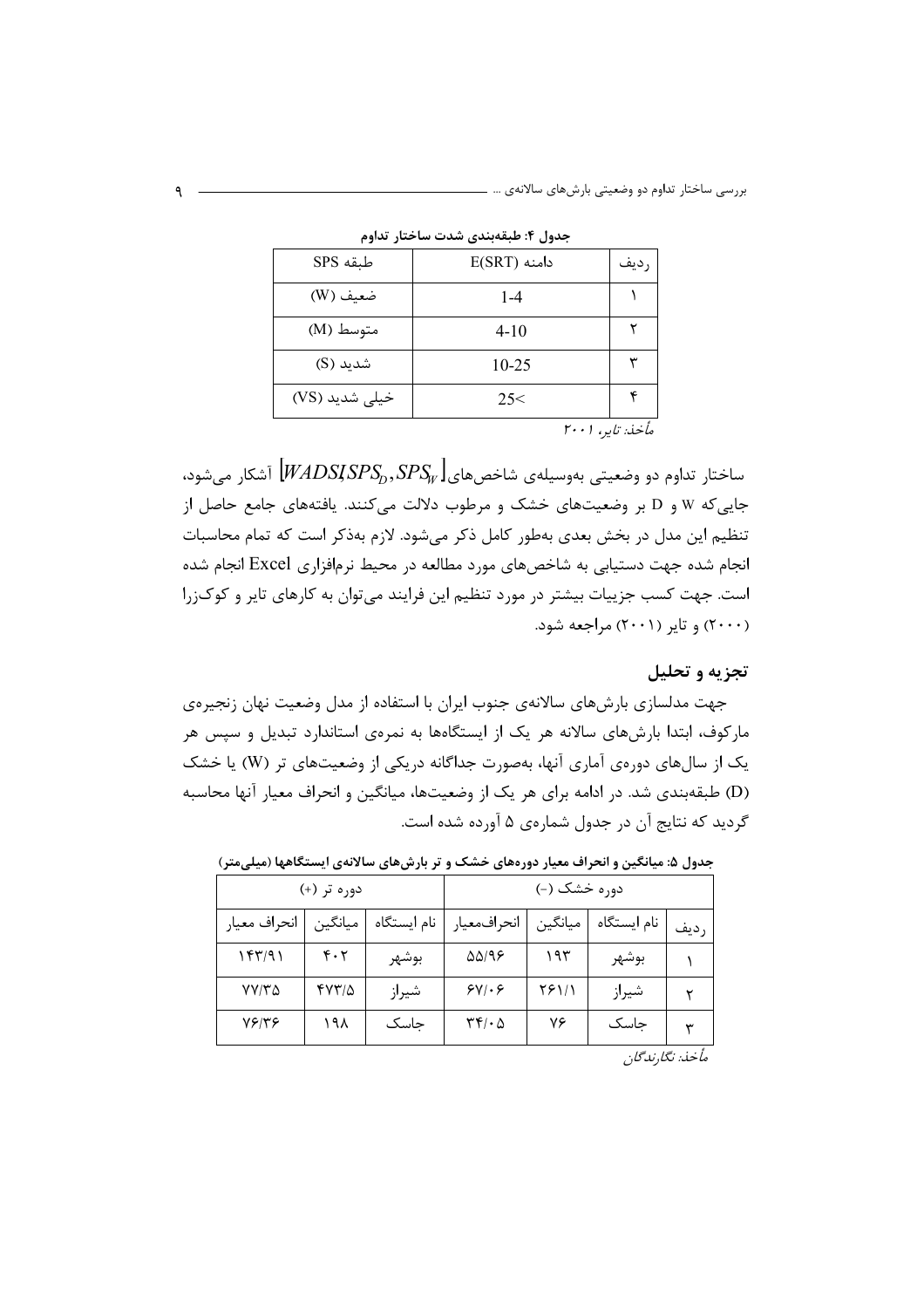**جدول ۴: طبقه‌بندی شدت ساختار تداوم**

| ردیف | دامنه E(SRT) | طبقه SPS |
|---|---|---|
| ۱ | 1-4 | ضعیف (W) |
| ۲ | 4-10 | متوسط (M) |
| ۳ | 10-25 | شدید (S) |
| ۴ | 25< | خیلی شدید (VS) |

*مأخذ: تایر، ۲۰۰۱*

ساختار تداوم دو وضعیتی به‌وسیله‌ی شاخص‌های $[WADSI, SPS_D, SPS_W]$ آشکار می‌شود، جایی‌که W و D بر وضعیت‌های خشک و مرطوب دلالت می‌کنند. یافته‌های جامع حاصل از تنظیم این مدل در بخش بعدی به‌طور کامل ذکر می‌شود. لازم به‌ذکر است که تمام محاسبات انجام شده جهت دستیابی به شاخص‌های مورد مطالعه در محیط نرم‌افزاری Excel انجام شده است. جهت کسب جزییات بیشتر در مورد تنظیم این فرایند می‌توان به کارهای تایر و کوک‌زرا (۲۰۰۰) و تایر (۲۰۰۱) مراجعه شود.

## تجزیه و تحلیل

جهت مدلسازی بارش‌های سالانه‌ی جنوب ایران با استفاده از مدل وضعیت نهان زنجیره‌ی مارکوف، ابتدا بارش‌های سالانه هر یک از ایستگاه‌ها به نمره‌ی استاندارد تبدیل و سپس هر یک از سال‌های دوره‌ی آماری آنها، به‌صورت جداگانه دریکی از وضعیت‌های تر (W) یا خشک (D) طبقه‌بندی شد. در ادامه برای هر یک از وضعیت‌ها، میانگین و انحراف معیار آنها محاسبه گردید که نتایج آن در جدول شماره‌ی ۵ آورده شده است.

**جدول ۵: میانگین و انحراف معیار دوره‌های خشک و تر بارش‌های سالانه‌ی ایستگاهها (میلی‌متر)**

| ردیف | دوره خشک (-) | | | دوره تر (+) | | |
|---|---|---|---|---|---|---|
| | نام ایستگاه | میانگین | انحراف‌معیار | نام ایستگاه | میانگین | انحراف معیار |
| ۱ | بوشهر | ۱۹۳ | ۵۵/۹۶ | بوشهر | ۴۰۲ | ۱۴۳/۹۱ |
| ۲ | شیراز | ۲۶۱/۱ | ۶۷/۰۶ | شیراز | ۴۷۳/۵ | ۷۷/۳۵ |
| ۳ | جاسک | ۷۶ | ۳۴/۰۵ | جاسک | ۱۹۸ | ۷۶/۳۶ |

*مأخذ: نگارندگان*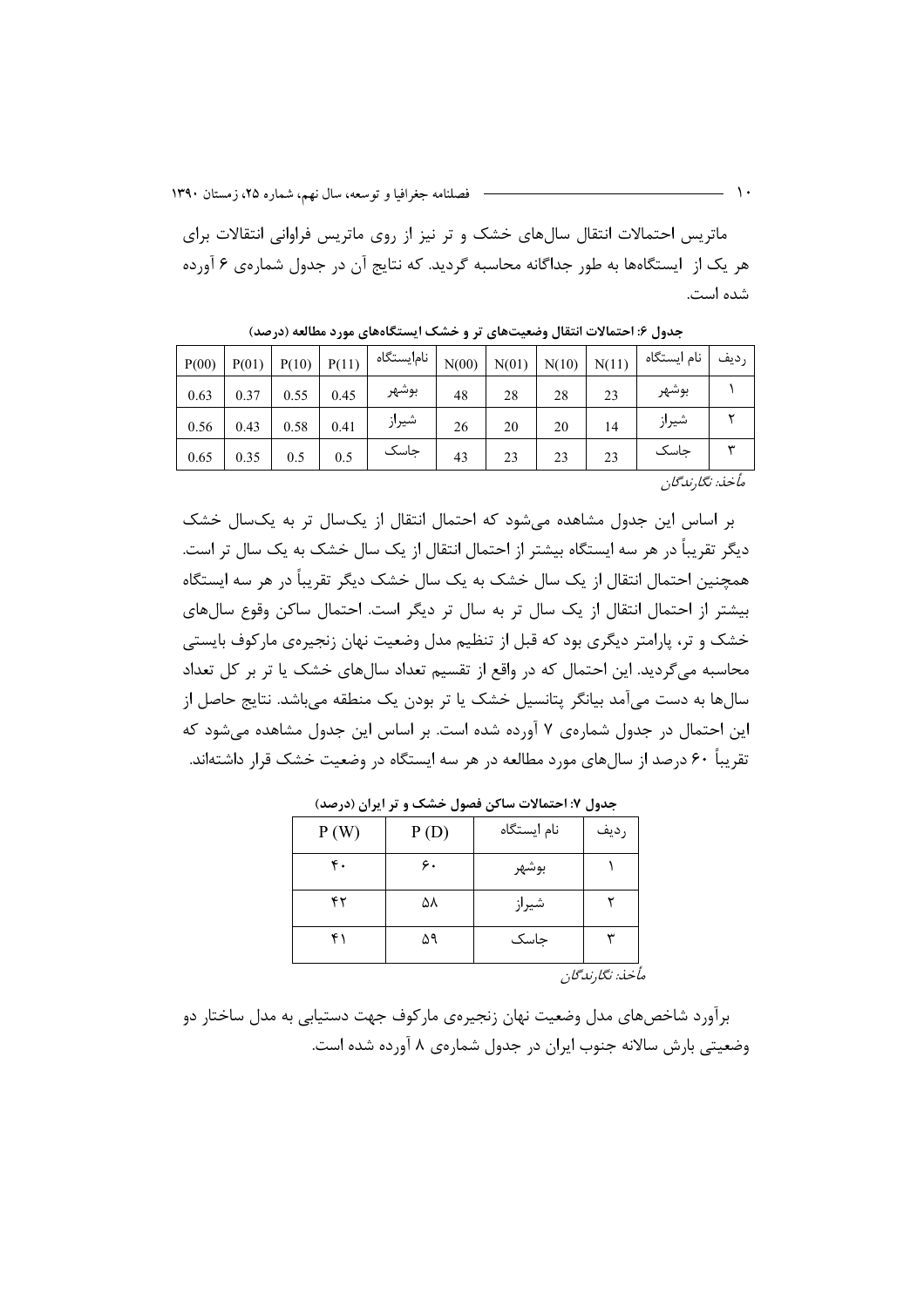ماتریس احتمالات انتقال سال‌های خشک و تر نیز از روی ماتریس فراوانی انتقالات برای هر یک از ایستگاه‌ها به طور جداگانه محاسبه گردید. که نتایج آن در جدول شماره‌ی ۶ آورده شده است.

**جدول ۶: احتمالات انتقال وضعیت‌های تر و خشک ایستگاه‌های مورد مطالعه (درصد)**

| ردیف | نام ایستگاه | N(11) | N(10) | N(01) | N(00) | نام‌ایستگاه | P(11) | P(10) | P(01) | P(00) |
|---|---|---|---|---|---|---|---|---|---|---|
| ۱ | بوشهر | 23 | 28 | 28 | 48 | بوشهر | 0.45 | 0.55 | 0.37 | 0.63 |
| ۲ | شیراز | 14 | 20 | 20 | 26 | شیراز | 0.41 | 0.58 | 0.43 | 0.56 |
| ۳ | جاسک | 23 | 23 | 23 | 43 | جاسک | 0.5 | 0.5 | 0.35 | 0.65 |

*مأخذ: نگارندگان*

بر اساس این جدول مشاهده می‌شود که احتمال انتقال از یک‌سال تر به یک‌سال خشک دیگر تقریباً در هر سه ایستگاه بیشتر از احتمال انتقال از یک سال خشک به یک سال تر است. همچنین احتمال انتقال از یک سال خشک به یک سال خشک دیگر تقریباً در هر سه ایستگاه بیشتر از احتمال انتقال از یک سال تر به سال تر دیگر است. احتمال ساکن وقوع سال‌های خشک و تر، پارامتر دیگری بود که قبل از تنظیم مدل وضعیت نهان زنجیره‌ی مارکوف بایستی محاسبه می‌گردید. این احتمال که در واقع از تقسیم تعداد سال‌های خشک یا تر بر کل تعداد سال‌ها به دست می‌آمد بیانگر پتانسیل خشک یا تر بودن یک منطقه می‌باشد. نتایج حاصل از این احتمال در جدول شماره‌ی ۷ آورده شده است. بر اساس این جدول مشاهده می‌شود که تقریباً ۶۰ درصد از سال‌های مورد مطالعه در هر سه ایستگاه در وضعیت خشک قرار داشته‌اند.

**جدول ۷: احتمالات ساکن فصول خشک و تر ایران (درصد)**

| ردیف | نام ایستگاه | P (D) | P (W) |
|---|---|---|---|
| ۱ | بوشهر | ۶۰ | ۴۰ |
| ۲ | شیراز | ۵۸ | ۴۲ |
| ۳ | جاسک | ۵۹ | ۴۱ |

*مأخذ: نگارندگان*

برآورد شاخص‌های مدل وضعیت نهان زنجیره‌ی مارکوف جهت دستیابی به مدل ساختار دو وضعیتی بارش سالانه جنوب ایران در جدول شماره‌ی ۸ آورده شده است.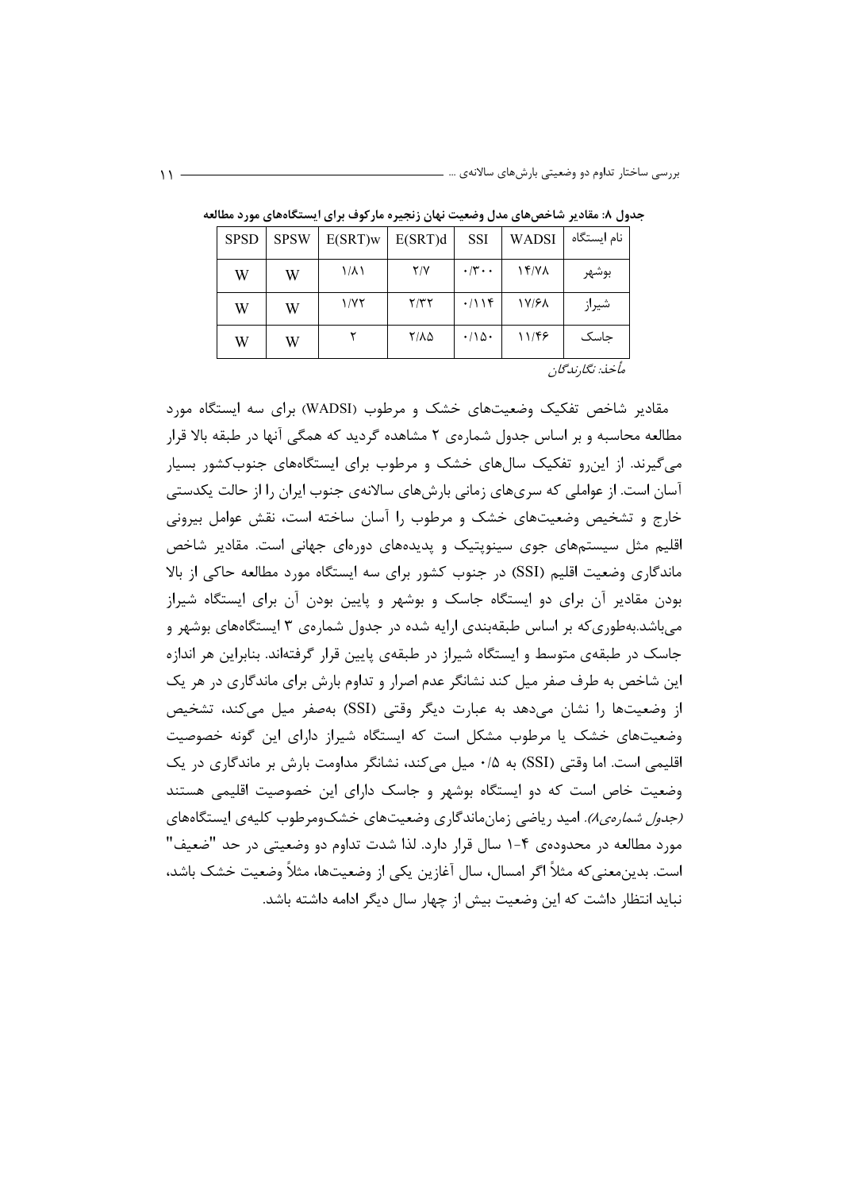**جدول ۸: مقادیر شاخص‌های مدل وضعیت نهان زنجیره مارکوف برای ایستگاه‌های مورد مطالعه**

| نام ایستگاه | WADSI | SSI | E(SRT)d | E(SRT)w | SPSW | SPSD |
|---|---|---|---|---|---|---|
| بوشهر | ۱۴/۷۸ | ۰/۳۰۰ | ۲/۷ | ۱/۸۱ | W | W |
| شیراز | ۱۷/۶۸ | ۰/۱۱۴ | ۲/۳۲ | ۱/۷۲ | W | W |
| جاسک | ۱۱/۴۶ | ۰/۱۵۰ | ۲/۸۵ | ۲ | W | W |

*مأخذ: نگارندگان*

مقادیر شاخص تفکیک وضعیت‌های خشک و مرطوب (WADSI) برای سه ایستگاه مورد مطالعه محاسبه و بر اساس جدول شماره‌ی ۲ مشاهده گردید که همگی آنها در طبقه بالا قرار می‌گیرند. از این‌رو تفکیک سال‌های خشک و مرطوب برای ایستگاه‌های جنوب‌کشور بسیار آسان است. از عواملی که سری‌های زمانی بارش‌های سالانه‌ی جنوب ایران را از حالت یکدستی خارج و تشخیص وضعیت‌های خشک و مرطوب را آسان ساخته است، نقش عوامل بیرونی اقلیم مثل سیستم‌های جوی سینوپتیک و پدیده‌های دوره‌ای جهانی است. مقادیر شاخص ماندگاری وضعیت اقلیم (SSI) در جنوب کشور برای سه ایستگاه مورد مطالعه حاکی از بالا بودن مقادیر آن برای دو ایستگاه جاسک و بوشهر و پایین بودن آن برای ایستگاه شیراز می‌باشد.به‌طوری‌که بر اساس طبقه‌بندی ارایه شده در جدول شماره‌ی ۳ ایستگاه‌های بوشهر و جاسک در طبقه‌ی متوسط و ایستگاه شیراز در طبقه‌ی پایین قرار گرفته‌اند. بنابراین هر اندازه این شاخص به طرف صفر میل کند نشانگر عدم اصرار و تداوم بارش برای ماندگاری در هر یک از وضعیت‌ها را نشان می‌دهد به عبارت دیگر وقتی (SSI) به‌صفر میل می‌کند، تشخیص وضعیت‌های خشک یا مرطوب مشکل است که ایستگاه شیراز دارای این گونه خصوصیت اقلیمی است. اما وقتی (SSI) به ۰/۵ میل می‌کند، نشانگر مداومت بارش بر ماندگاری در یک وضعیت خاص است که دو ایستگاه بوشهر و جاسک دارای این خصوصیت اقلیمی هستند *(جدول شماره‌ی۸)*. امید ریاضی زمان‌ماندگاری وضعیت‌های خشک‌ومرطوب کلیه‌ی ایستگاه‌های مورد مطالعه در محدوده‌ی ۴-۱ سال قرار دارد. لذا شدت تداوم دو وضعیتی در حد "ضعیف" است. بدین‌معنی‌که مثلاً اگر امسال، سال آغازین یکی از وضعیت‌ها، مثلاً وضعیت خشک باشد، نباید انتظار داشت که این وضعیت بیش از چهار سال دیگر ادامه داشته باشد.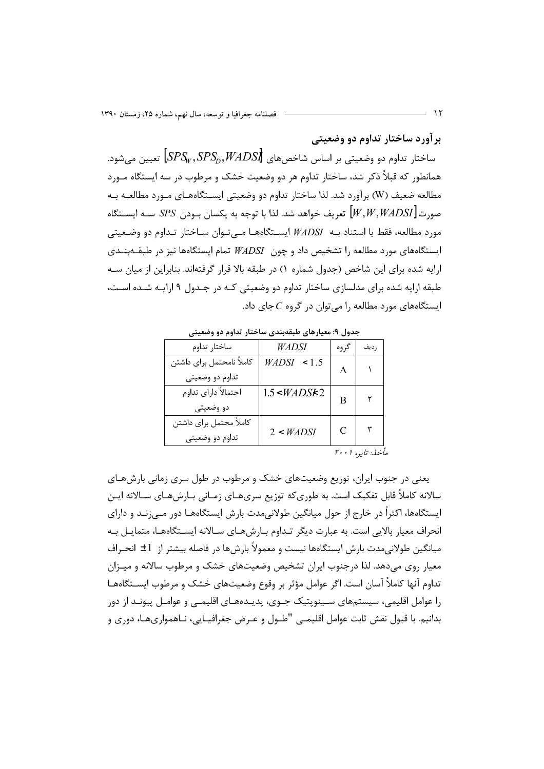## برآورد ساختار تداوم دو وضعیتی

ساختار تداوم دو وضعیتی بر اساس شاخص‌های $[SPS_W, SPS_D, WADSI]$ تعیین می‌شود. همانطور که قبلاً ذکر شد، ساختار تداوم هر دو وضعیت خشک و مرطوب در سه ایستگاه مورد مطالعه ضعیف (W) برآورد شد. لذا ساختار تداوم دو وضعیتی ایستگاه‌های مورد مطالعه به صورت $[W, W, WADSI]$ تعریف خواهد شد. لذا با توجه به یکسان بودن $SPS$ سه ایستگاه مورد مطالعه، فقط با استناد به $WADSI$ ایستگاه‌ها می‌توان ساختار تداوم دو وضعیتی ایستگاه‌های مورد مطالعه را تشخیص داد و چون $WADSI$ تمام ایستگاه‌ها نیز در طبقه‌بندی ارایه شده برای این شاخص (جدول شماره ۱) در طبقه بالا قرار گرفته‌اند. بنابراین از میان سه طبقه ارایه شده برای مدلسازی ساختار تداوم دو وضعیتی که در جدول ۹ ارایه شده است، ایستگاه‌های مورد مطالعه را می‌توان در گروه $C$ جای داد.

**جدول ۹: معیارهای طبقه‌بندی ساختار تداوم دو وضعیتی**

| ردیف | گروه | $WADSI$ | ساختار تداوم |
|---|---|---|---|
| ۱ | A | $WADSI < 1.5$ | کاملاً نامحتمل برای داشتن تداوم دو وضعیتی |
| ۲ | B | $1.5 < WADSI < 2$ | احتمالاً دارای تداوم دو وضعیتی |
| ۳ | C | $2 < WADSI$ | کاملاً محتمل برای داشتن تداوم دو وضعیتی |

*مأخذ: تایر، ۲۰۰۱*

یعنی در جنوب ایران، توزیع وضعیت‌های خشک و مرطوب در طول سری زمانی بارش‌های سالانه کاملاً قابل تفکیک است. به طوری‌که توزیع سری‌های زمانی بارش‌های سالانه این ایستگاه‌ها، اکثراً در خارج از حول میانگین طولانی‌مدت بارش ایستگاه‌ها دور می‌زنند و دارای انحراف معیار بالایی است. به عبارت دیگر تداوم بارش‌های سالانه ایستگاه‌ها، متمایل به میانگین طولانی‌مدت بارش ایستگاه‌ها نیست و معمولاً بارش‌ها در فاصله بیشتر از $\pm 1$ انحراف معیار روی می‌دهد. لذا درجنوب ایران تشخیص وضعیت‌های خشک و مرطوب سالانه و میزان تداوم آنها کاملاً آسان است. اگر عوامل مؤثر بر وقوع وضعیت‌های خشک و مرطوب ایستگاه‌ها را عوامل اقلیمی، سیستم‌های سینوپتیک جوی، پدیده‌های اقلیمی و عوامل پیوند از دور بدانیم. با قبول نقش ثابت عوامل اقلیمی "طول و عرض جغرافیایی، ناهمواری‌ها، دوری و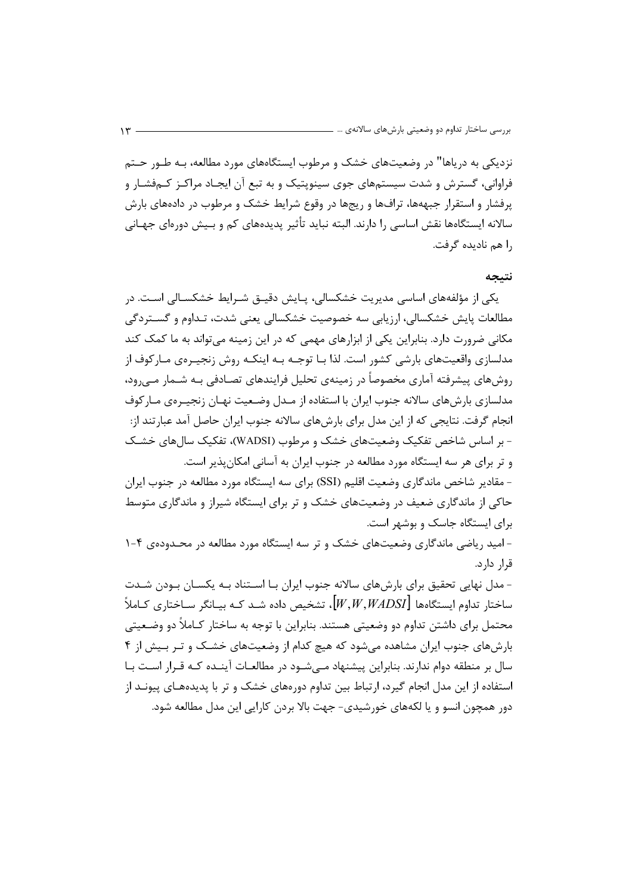نزدیکی به دریاها" در وضعیت‌های خشک و مرطوب ایستگاه‌های مورد مطالعه، بـه طـور حـتم فراوانی، گسترش و شدت سیستم‌های جوی سینوپتیک و به تبع آن ایجـاد مراکـز کـم‌فشـار و پرفشار و استقرار جبهه‌ها، ترافها و ریج‌ها در وقوع شرایط خشک و مرطوب در داده‌های بارش سالانه ایستگاه‌ها نقش اساسی را دارند. البته نباید تأثیر پدیده‌های کم و بـیش دوره‌ای جهـانی را هم نادیده گرفت.

## نتیجه

یکی از مؤلفه‌های اساسی مدیریت خشکسالی، پـایش دقیـق شـرایط خشکسـالی اسـت. در مطالعات پایش خشکسالی، ارزیابی سه خصوصیت خشکسالی یعنی شدت، تـداوم و گسـتردگی مکانی ضرورت دارد. بنابراین یکی از ابزارهای مهمی که در این زمینه می‌تواند به ما کمک کند مدلسازی واقعیت‌های بارشی کشور است. لذا بـا توجـه بـه اینکـه روش زنجیـره‌ی مـارکوف از روش‌های پیشرفته آماری مخصوصاً در زمینه‌ی تحلیل فرایندهای تصـادفی بـه شـمار مـی‌رود، مدلسازی بارش‌های سالانه جنوب ایران با استفاده از مـدل وضـعیت نهـان زنجیـره‌ی مـارکوف انجام گرفت. نتایجی که از این مدل برای بارش‌های سالانه جنوب ایران حاصل آمد عبارتند از:

- بر اساس شاخص تفکیک وضعیت‌های خشک و مرطوب (WADSI)، تفکیک سال‌های خشـک و تر برای هر سه ایستگاه مورد مطالعه در جنوب ایران به آسانی امکان‌پذیر است.
- مقادیر شاخص ماندگاری وضعیت اقلیم (SSI) برای سه ایستگاه مورد مطالعه در جنوب ایران حاکی از ماندگاری ضعیف در وضعیت‌های خشک و تر برای ایستگاه شیراز و ماندگاری متوسط برای ایستگاه جاسک و بوشهر است.
- امید ریاضی ماندگاری وضعیت‌های خشک و تر سه ایستگاه مورد مطالعه در محـدوده‌ی ۴-۱ قرار دارد.
- مدل نهایی تحقیق برای بارش‌های سالانه جنوب ایران بـا اسـتناد بـه یکسـان بـودن شـدت ساختار تداوم ایستگاه‌ها $[W,W,WADSI]$، تشخیص داده شـد کـه بیـانگر سـاختاری کـاملاً محتمل برای داشتن تداوم دو وضعیتی هستند. بنابراین با توجه به ساختار کـاملاً دو وضـعیتی بارش‌های جنوب ایران مشاهده می‌شود که هیچ کدام از وضعیت‌های خشـک و تـر بـیش از ۴ سال بر منطقه دوام ندارند. بنابراین پیشنهاد مـی‌شـود در مطالعـات آینـده کـه قـرار اسـت بـا استفاده از این مدل انجام گیرد، ارتباط بین تداوم دوره‌های خشک و تر با پدیده‌هـای پیونـد از دور همچون انسو و یا لکه‌های خورشیدی- جهت بالا بردن کارایی این مدل مطالعه شود.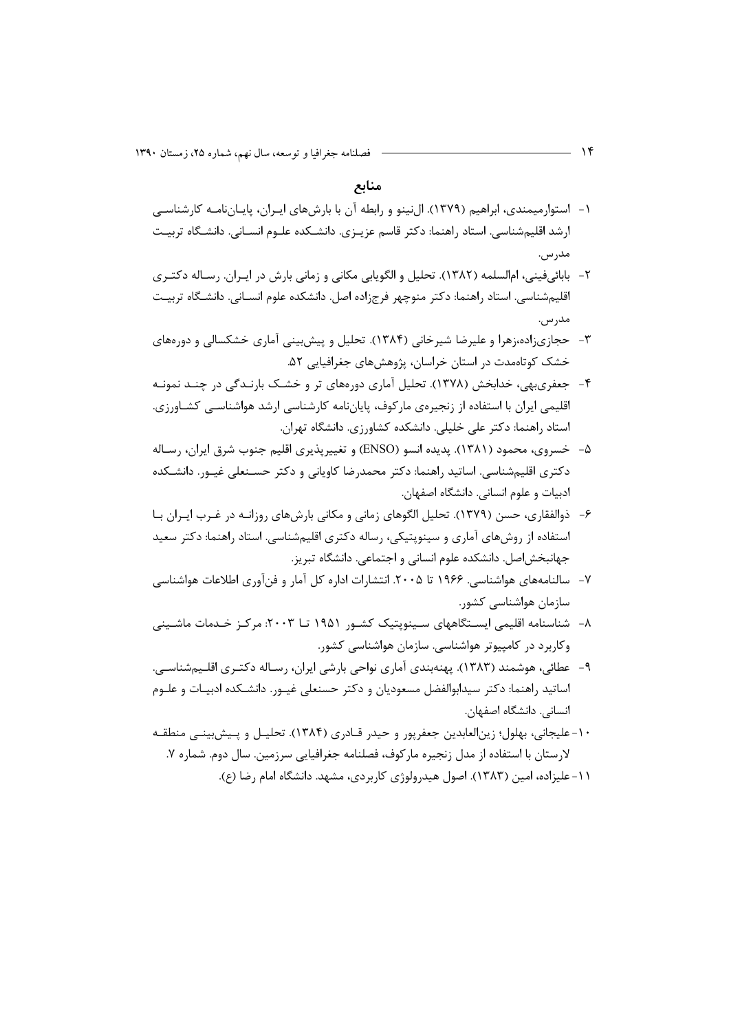## منابع

۱- استوارمیمندی، ابراهیم (۱۳۷۹). ال‌نینو و رابطه آن با بارش‌های ایران، پایان‌نامه کارشناسی ارشد اقلیم‌شناسی. استاد راهنما: دکتر قاسم عزیزی. دانشکده علوم انسانی. دانشگاه تربیت مدرس.

۲- بابائی‌فینی، ام‌السلمه (۱۳۸۲). تحلیل و الگویابی مکانی و زمانی بارش در ایران. رساله دکتری اقلیم‌شناسی. استاد راهنما: دکتر منوچهر فرج‌زاده اصل. دانشکده علوم انسانی. دانشگاه تربیت مدرس.

۳- حجازی‌زاده،زهرا و علیرضا شیرخانی (۱۳۸۴). تحلیل و پیش‌بینی آماری خشکسالی و دوره‌های خشک کوتاه‌مدت در استان خراسان، پژوهش‌های جغرافیایی ۵۲.

۴- جعفری‌بهی، خدابخش (۱۳۷۸). تحلیل آماری دوره‌های تر و خشک بارندگی در چند نمونه اقلیمی ایران با استفاده از زنجیره‌ی مارکوف، پایان‌نامه کارشناسی ارشد هواشناسی کشاورزی. استاد راهنما: دکتر علی خلیلی. دانشکده کشاورزی. دانشگاه تهران.

۵- خسروی، محمود (۱۳۸۱). پدیده انسو (ENSO) و تغییرپذیری اقلیم جنوب شرق ایران، رساله دکتری اقلیم‌شناسی. اساتید راهنما: دکتر محمدرضا کاویانی و دکتر حسنعلی غیور. دانشکده ادبیات و علوم انسانی. دانشگاه اصفهان.

۶- ذوالفقاری، حسن (۱۳۷۹). تحلیل الگوهای زمانی و مکانی بارش‌های روزانه در غرب ایران با استفاده از روش‌های آماری و سینوپتیکی، رساله دکتری اقلیم‌شناسی. استاد راهنما: دکتر سعید جهانبخش‌اصل. دانشکده علوم انسانی و اجتماعی. دانشگاه تبریز.

۷- سالنامه‌های هواشناسی. ۱۹۶۶ تا ۲۰۰۵. انتشارات اداره کل آمار و فن‌آوری اطلاعات هواشناسی سازمان هواشناسی کشور.

۸- شناسنامه اقلیمی ایستگاههای سینوپتیک کشور ۱۹۵۱ تا ۲۰۰۳: مرکز خدمات ماشینی وکاربرد در کامپیوتر هواشناسی. سازمان هواشناسی کشور.

۹- عطائی، هوشمند (۱۳۸۳). پهنه‌بندی آماری نواحی بارشی ایران، رساله دکتری اقلیم‌شناسی. اساتید راهنما: دکتر سیدابوالفضل مسعودیان و دکتر حسنعلی غیور. دانشکده ادبیات و علوم انسانی. دانشگاه اصفهان.

۱۰- علیجانی، بهلول؛ زین‌العابدین جعفرپور و حیدر قادری (۱۳۸۴). تحلیل و پیش‌بینی منطقه لارستان با استفاده از مدل زنجیره مارکوف، فصلنامه جغرافیایی سرزمین. سال دوم. شماره ۷.

۱۱- علیزاده، امین (۱۳۸۳). اصول هیدرولوژی کاربردی، مشهد. دانشگاه امام رضا (ع).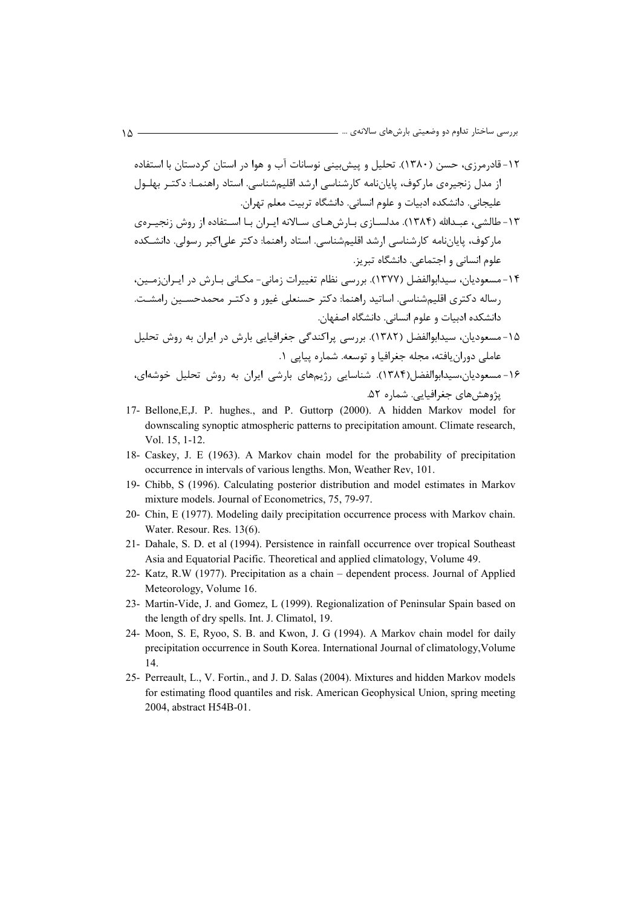۱۲- قادرمرزی، حسن (۱۳۸۰). تحلیل و پیش‌بینی نوسانات آب و هوا در استان کردستان با استفاده از مدل زنجیره‌ی مارکوف، پایان‌نامه کارشناسی ارشد اقلیم‌شناسی. استاد راهنما: دکتر بهلول علیجانی. دانشکده ادبیات و علوم انسانی. دانشگاه تربیت معلم تهران.

۱۳- طالشی، عبدالله (۱۳۸۴). مدلسازی بارش‌های سالانه ایران با استفاده از روش زنجیره‌ی مارکوف، پایان‌نامه کارشناسی ارشد اقلیم‌شناسی. استاد راهنما: دکتر علی‌اکبر رسولی. دانشکده علوم انسانی و اجتماعی. دانشگاه تبریز.

۱۴- مسعودیان، سیدابوالفضل (۱۳۷۷). بررسی نظام تغییرات زمانی- مکانی بارش در ایران‌زمین، رساله دکتری اقلیم‌شناسی. اساتید راهنما: دکتر حسنعلی غیور و دکتر محمدحسین رامشت. دانشکده ادبیات و علوم انسانی. دانشگاه اصفهان.

۱۵- مسعودیان، سیدابوالفضل (۱۳۸۲). بررسی پراکندگی جغرافیایی بارش در ایران به روش تحلیل عاملی دوران‌یافته، مجله جغرافیا و توسعه. شماره پیاپی ۱.

۱۶- مسعودیان،سیدابوالفضل(۱۳۸۴). شناسایی رژیم‌های بارشی ایران به روش تحلیل خوشه‌ای، پژوهش‌های جغرافیایی. شماره ۵۲.

17- Bellone,E,J. P. hughes., and P. Guttorp (2000). A hidden Markov model for downscaling synoptic atmospheric patterns to precipitation amount. Climate research, Vol. 15, 1-12.

18- Caskey, J. E (1963). A Markov chain model for the probability of precipitation occurrence in intervals of various lengths. Mon, Weather Rev, 101.

19- Chibb, S (1996). Calculating posterior distribution and model estimates in Markov mixture models. Journal of Econometrics, 75, 79-97.

20- Chin, E (1977). Modeling daily precipitation occurrence process with Markov chain. Water. Resour. Res. 13(6).

21- Dahale, S. D. et al (1994). Persistence in rainfall occurrence over tropical Southeast Asia and Equatorial Pacific. Theoretical and applied climatology, Volume 49.

22- Katz, R.W (1977). Precipitation as a chain – dependent process. Journal of Applied Meteorology, Volume 16.

23- Martin-Vide, J. and Gomez, L (1999). Regionalization of Peninsular Spain based on the length of dry spells. Int. J. Climatol, 19.

24- Moon, S. E, Ryoo, S. B. and Kwon, J. G (1994). A Markov chain model for daily precipitation occurrence in South Korea. International Journal of climatology,Volume 14.

25- Perreault, L., V. Fortin., and J. D. Salas (2004). Mixtures and hidden Markov models for estimating flood quantiles and risk. American Geophysical Union, spring meeting 2004, abstract H54B-01.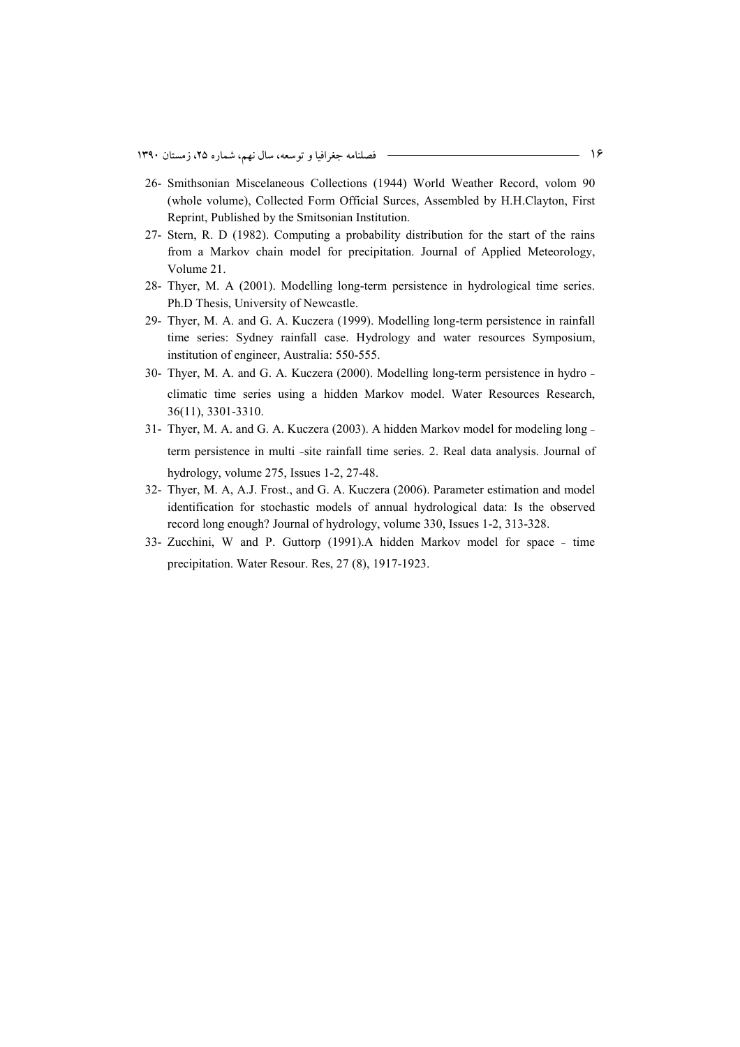26- Smithsonian Miscelaneous Collections (1944) World Weather Record, volom 90 (whole volume), Collected Form Official Surces, Assembled by H.H.Clayton, First Reprint, Published by the Smitsonian Institution.

27- Stern, R. D (1982). Computing a probability distribution for the start of the rains from a Markov chain model for precipitation. Journal of Applied Meteorology, Volume 21.

28- Thyer, M. A (2001). Modelling long-term persistence in hydrological time series. Ph.D Thesis, University of Newcastle.

29- Thyer, M. A. and G. A. Kuczera (1999). Modelling long-term persistence in rainfall time series: Sydney rainfall case. Hydrology and water resources Symposium, institution of engineer, Australia: 550-555.

30- Thyer, M. A. and G. A. Kuczera (2000). Modelling long-term persistence in hydro - climatic time series using a hidden Markov model. Water Resources Research, 36(11), 3301-3310.

31- Thyer, M. A. and G. A. Kuczera (2003). A hidden Markov model for modeling long - term persistence in multi -site rainfall time series. 2. Real data analysis. Journal of hydrology, volume 275, Issues 1-2, 27-48.

32- Thyer, M. A, A.J. Frost., and G. A. Kuczera (2006). Parameter estimation and model identification for stochastic models of annual hydrological data: Is the observed record long enough? Journal of hydrology, volume 330, Issues 1-2, 313-328.

33- Zucchini, W and P. Guttorp (1991).A hidden Markov model for space - time precipitation. Water Resour. Res, 27 (8), 1917-1923.